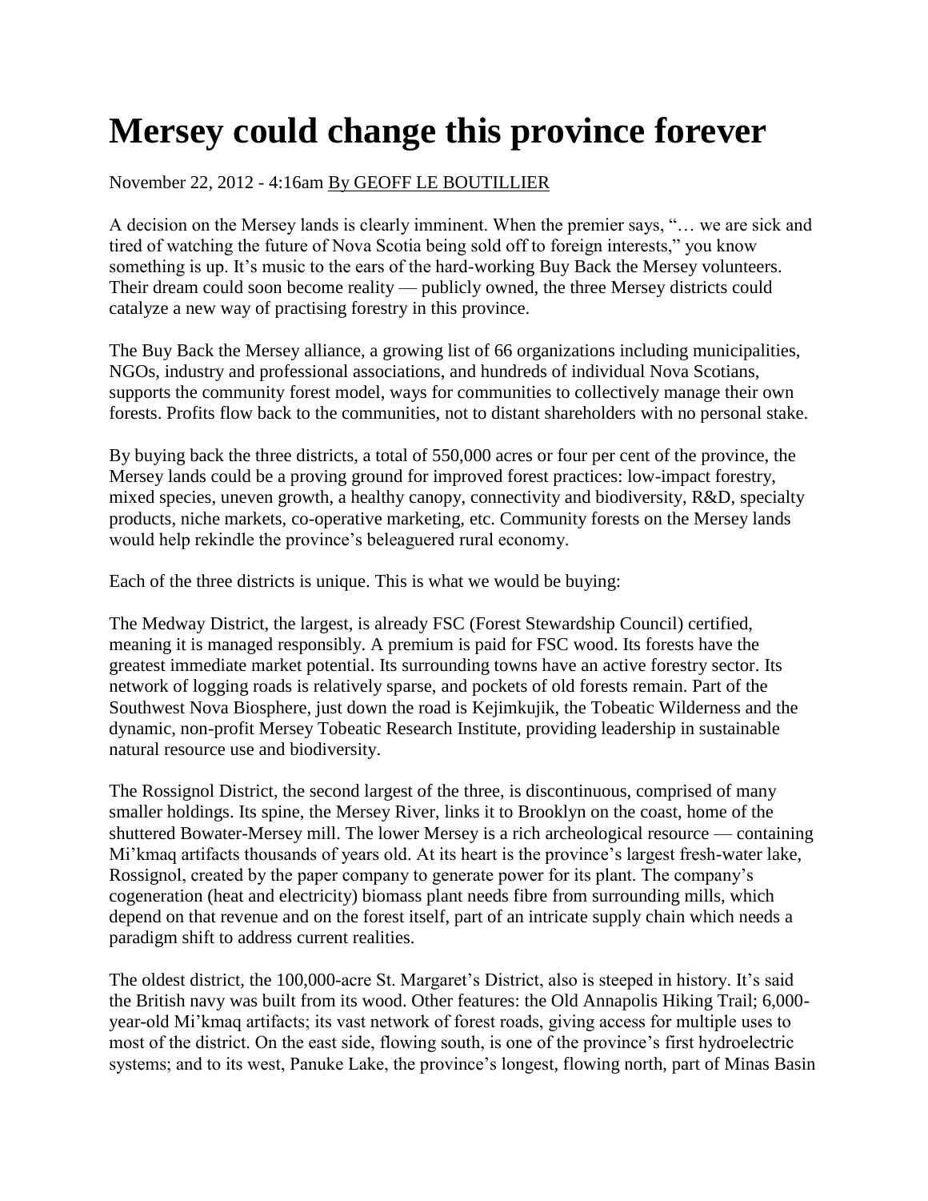# Mersey could change this province forever

November 22, 2012 - 4:16am By GEOFF LE BOUTILLIER

A decision on the Mersey lands is clearly imminent. When the premier says, "… we are sick and tired of watching the future of Nova Scotia being sold off to foreign interests," you know something is up. It's music to the ears of the hard-working Buy Back the Mersey volunteers. Their dream could soon become reality — publicly owned, the three Mersey districts could catalyze a new way of practising forestry in this province.

The Buy Back the Mersey alliance, a growing list of 66 organizations including municipalities, NGOs, industry and professional associations, and hundreds of individual Nova Scotians, supports the community forest model, ways for communities to collectively manage their own forests. Profits flow back to the communities, not to distant shareholders with no personal stake.

By buying back the three districts, a total of 550,000 acres or four per cent of the province, the Mersey lands could be a proving ground for improved forest practices: low-impact forestry, mixed species, uneven growth, a healthy canopy, connectivity and biodiversity, R&D, specialty products, niche markets, co-operative marketing, etc. Community forests on the Mersey lands would help rekindle the province's beleaguered rural economy.

Each of the three districts is unique. This is what we would be buying:

The Medway District, the largest, is already FSC (Forest Stewardship Council) certified, meaning it is managed responsibly. A premium is paid for FSC wood. Its forests have the greatest immediate market potential. Its surrounding towns have an active forestry sector. Its network of logging roads is relatively sparse, and pockets of old forests remain. Part of the Southwest Nova Biosphere, just down the road is Kejimkujik, the Tobeatic Wilderness and the dynamic, non-profit Mersey Tobeatic Research Institute, providing leadership in sustainable natural resource use and biodiversity.

The Rossignol District, the second largest of the three, is discontinuous, comprised of many smaller holdings. Its spine, the Mersey River, links it to Brooklyn on the coast, home of the shuttered Bowater-Mersey mill. The lower Mersey is a rich archeological resource — containing Mi'kmaq artifacts thousands of years old. At its heart is the province's largest fresh-water lake, Rossignol, created by the paper company to generate power for its plant. The company's cogeneration (heat and electricity) biomass plant needs fibre from surrounding mills, which depend on that revenue and on the forest itself, part of an intricate supply chain which needs a paradigm shift to address current realities.

The oldest district, the 100,000-acre St. Margaret's District, also is steeped in history. It's said the British navy was built from its wood. Other features: the Old Annapolis Hiking Trail; 6,000-year-old Mi'kmaq artifacts; its vast network of forest roads, giving access for multiple uses to most of the district. On the east side, flowing south, is one of the province's first hydroelectric systems; and to its west, Panuke Lake, the province's longest, flowing north, part of Minas Basin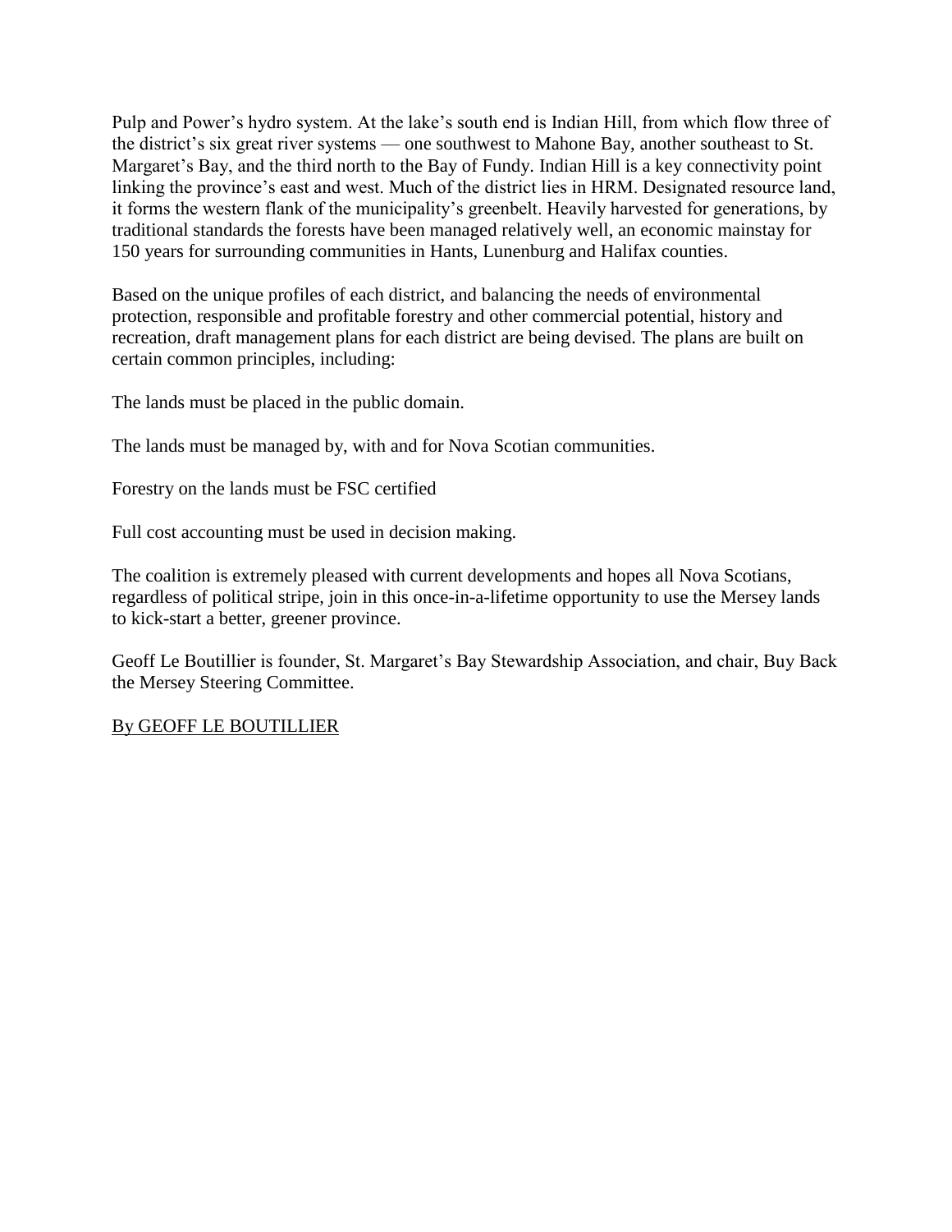Pulp and Power's hydro system. At the lake's south end is Indian Hill, from which flow three of the district's six great river systems — one southwest to Mahone Bay, another southeast to St. Margaret's Bay, and the third north to the Bay of Fundy. Indian Hill is a key connectivity point linking the province's east and west. Much of the district lies in HRM. Designated resource land, it forms the western flank of the municipality's greenbelt. Heavily harvested for generations, by traditional standards the forests have been managed relatively well, an economic mainstay for 150 years for surrounding communities in Hants, Lunenburg and Halifax counties.

Based on the unique profiles of each district, and balancing the needs of environmental protection, responsible and profitable forestry and other commercial potential, history and recreation, draft management plans for each district are being devised. The plans are built on certain common principles, including:

The lands must be placed in the public domain.

The lands must be managed by, with and for Nova Scotian communities.

Forestry on the lands must be FSC certified

Full cost accounting must be used in decision making.

The coalition is extremely pleased with current developments and hopes all Nova Scotians, regardless of political stripe, join in this once-in-a-lifetime opportunity to use the Mersey lands to kick-start a better, greener province.

Geoff Le Boutillier is founder, St. Margaret's Bay Stewardship Association, and chair, Buy Back the Mersey Steering Committee.

By GEOFF LE BOUTILLIER